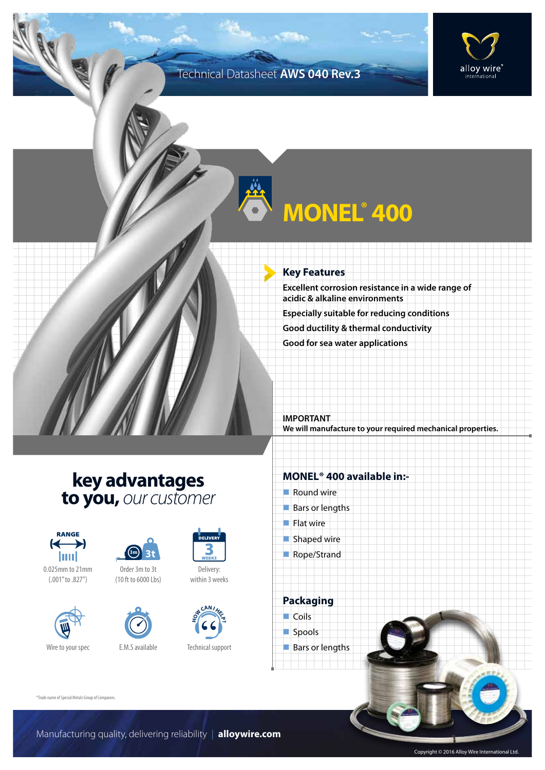Technical Datasheet **AWS 040 Rev.3**

alloy wire® international

# MONEL® 400

## Key Features

**Excellent corrosion resistance in a wide range of acidic & alkaline environments**

**Especially suitable for reducing conditions**

**Good ductility & thermal conductivity**

**Good for sea water applications**

**IMPORTANT**
**We will manufacture to your required mechanical properties.**

## key advantages to you, *our customer*

- RANGE: 0.025mm to 21mm (.001" to .827")
- Order 3m to 3t (10 ft to 6000 Lbs)
- Delivery: within 3 weeks
- Wire to your spec
- E.M.S available
- Technical support

## MONEL® 400 available in:-

- Round wire
- Bars or lengths
- Flat wire
- Shaped wire
- Rope/Strand

## Packaging

- Coils
- Spools
- Bars or lengths

*Trade name of Special Metals Group of Companies.

Manufacturing quality, delivering reliability | **alloywire.com**

Copyright © 2016 Alloy Wire International Ltd.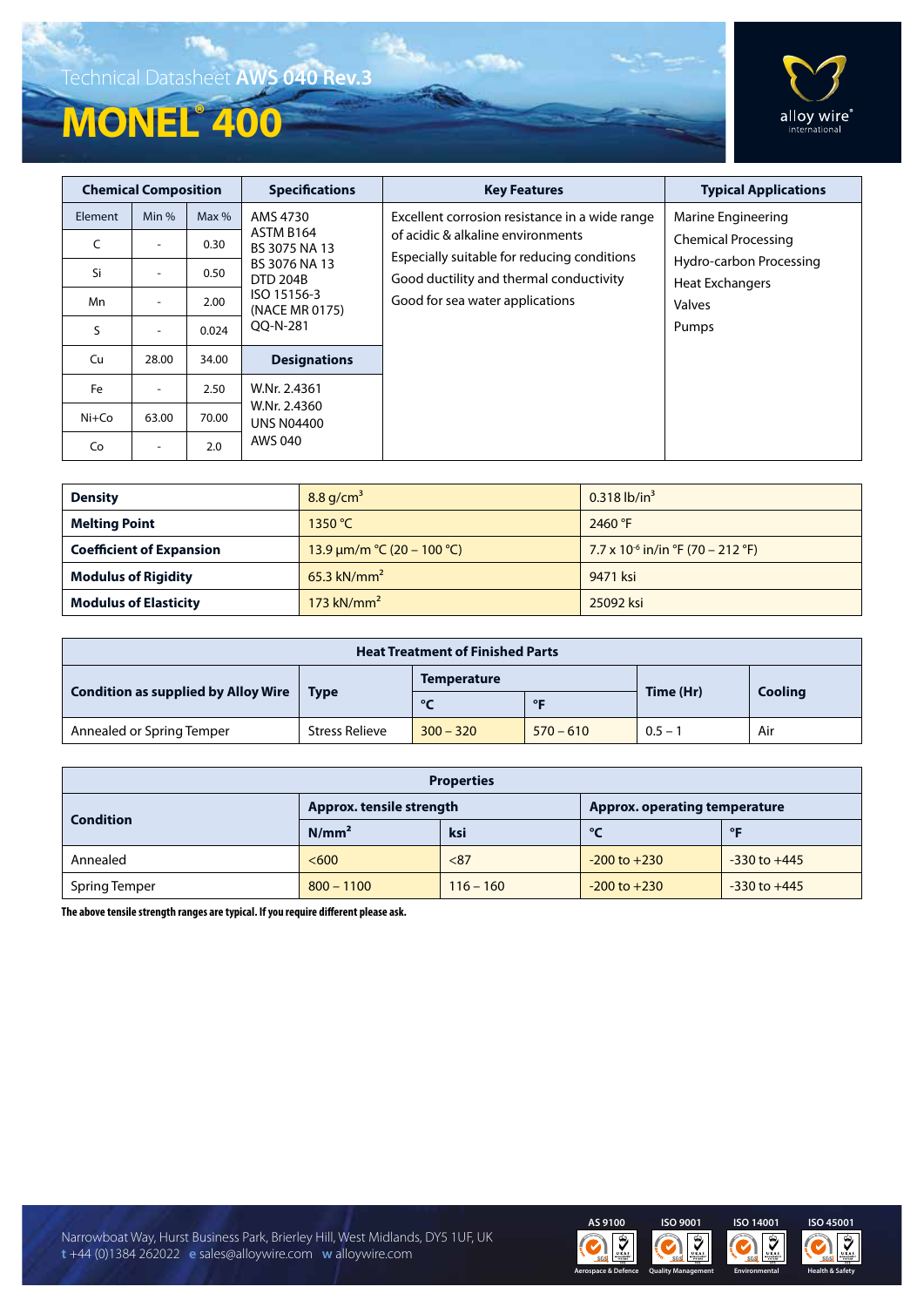Technical Datasheet **AWS 040 Rev.3**

# MONEL® 400

| Chemical Composition | | | Specifications | Key Features | Typical Applications |
|---|---|---|---|---|---|
| Element | Min % | Max % | AMS 4730<br>ASTM B164<br>BS 3075 NA 13<br>BS 3076 NA 13<br>DTD 204B<br>ISO 15156-3 (NACE MR 0175)<br>QQ-N-281 | Excellent corrosion resistance in a wide range of acidic & alkaline environments<br>Especially suitable for reducing conditions<br>Good ductility and thermal conductivity<br>Good for sea water applications | Marine Engineering<br>Chemical Processing<br>Hydro-carbon Processing<br>Heat Exchangers<br>Valves<br>Pumps |
| C | - | 0.30 | | | |
| Si | - | 0.50 | | | |
| Mn | - | 2.00 | | | |
| S | - | 0.024 | | | |
| Cu | 28.00 | 34.00 | **Designations** | | |
| Fe | - | 2.50 | W.Nr. 2.4361<br>W.Nr. 2.4360<br>UNS N04400<br>AWS 040 | | |
| Ni+Co | 63.00 | 70.00 | | | |
| Co | - | 2.0 | | | |

| | | |
|---|---|---|
| **Density** | 8.8 g/cm$^3$ | 0.318 lb/in$^3$ |
| **Melting Point** | 1350 °C | 2460 °F |
| **Coefficient of Expansion** | 13.9 µm/m °C (20 – 100 °C) | 7.7 x 10$^{-6}$ in/in °F (70 – 212 °F) |
| **Modulus of Rigidity** | 65.3 kN/mm$^2$ | 9471 ksi |
| **Modulus of Elasticity** | 173 kN/mm$^2$ | 25092 ksi |

| Heat Treatment of Finished Parts | | | | | |
|---|---|---|---|---|---|
| **Condition as supplied by Alloy Wire** | **Type** | **Temperature** | | **Time (Hr)** | **Cooling** |
| | | **°C** | **°F** | | |
| Annealed or Spring Temper | Stress Relieve | 300 – 320 | 570 – 610 | 0.5 – 1 | Air |

| Properties | | | | |
|---|---|---|---|---|
| **Condition** | **Approx. tensile strength** | | **Approx. operating temperature** | |
| | **N/mm$^2$** | **ksi** | **°C** | **°F** |
| Annealed | <600 | <87 | -200 to +230 | -330 to +445 |
| Spring Temper | 800 – 1100 | 116 – 160 | -200 to +230 | -330 to +445 |

**The above tensile strength ranges are typical. If you require different please ask.**

Narrowboat Way, Hurst Business Park, Brierley Hill, West Midlands, DY5 1UF, UK
t +44 (0)1384 262022 e sales@alloywire.com w alloywire.com

AS 9100 Aerospace & Defence | ISO 9001 Quality Management | ISO 14001 Environmental | ISO 45001 Health & Safety